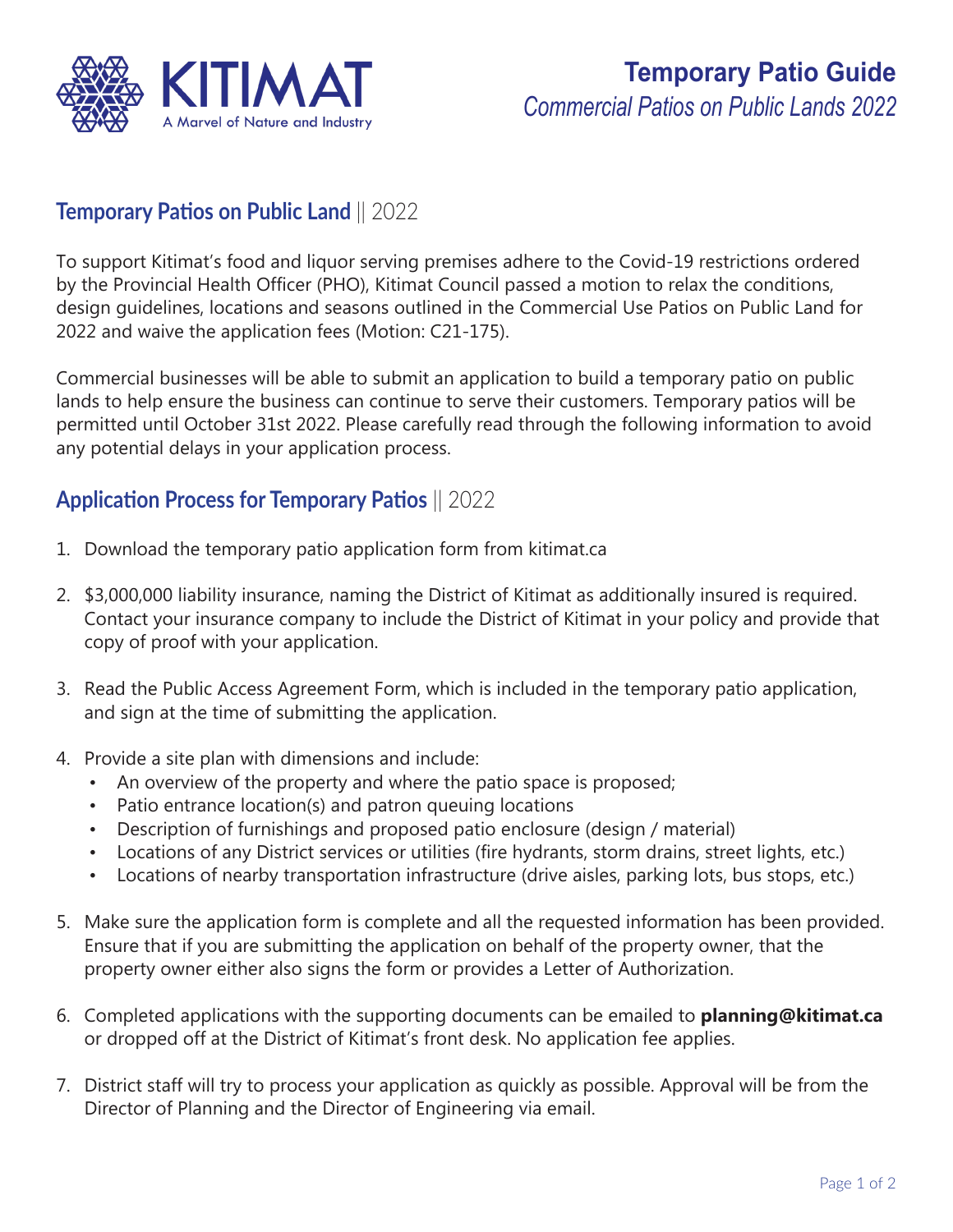KITIMAT
A Marvel of Nature and Industry

# Temporary Patio Guide
*Commercial Patios on Public Lands 2022*

## Temporary Patios on Public Land || 2022

To support Kitimat's food and liquor serving premises adhere to the Covid-19 restrictions ordered by the Provincial Health Officer (PHO), Kitimat Council passed a motion to relax the conditions, design guidelines, locations and seasons outlined in the Commercial Use Patios on Public Land for 2022 and waive the application fees (Motion: C21-175).

Commercial businesses will be able to submit an application to build a temporary patio on public lands to help ensure the business can continue to serve their customers. Temporary patios will be permitted until October 31st 2022. Please carefully read through the following information to avoid any potential delays in your application process.

## Application Process for Temporary Patios || 2022

1. Download the temporary patio application form from kitimat.ca
2. $3,000,000 liability insurance, naming the District of Kitimat as additionally insured is required. Contact your insurance company to include the District of Kitimat in your policy and provide that copy of proof with your application.
3. Read the Public Access Agreement Form, which is included in the temporary patio application, and sign at the time of submitting the application.
4. Provide a site plan with dimensions and include:
   - An overview of the property and where the patio space is proposed;
   - Patio entrance location(s) and patron queuing locations
   - Description of furnishings and proposed patio enclosure (design / material)
   - Locations of any District services or utilities (fire hydrants, storm drains, street lights, etc.)
   - Locations of nearby transportation infrastructure (drive aisles, parking lots, bus stops, etc.)
5. Make sure the application form is complete and all the requested information has been provided. Ensure that if you are submitting the application on behalf of the property owner, that the property owner either also signs the form or provides a Letter of Authorization.
6. Completed applications with the supporting documents can be emailed to **planning@kitimat.ca** or dropped off at the District of Kitimat's front desk. No application fee applies.
7. District staff will try to process your application as quickly as possible. Approval will be from the Director of Planning and the Director of Engineering via email.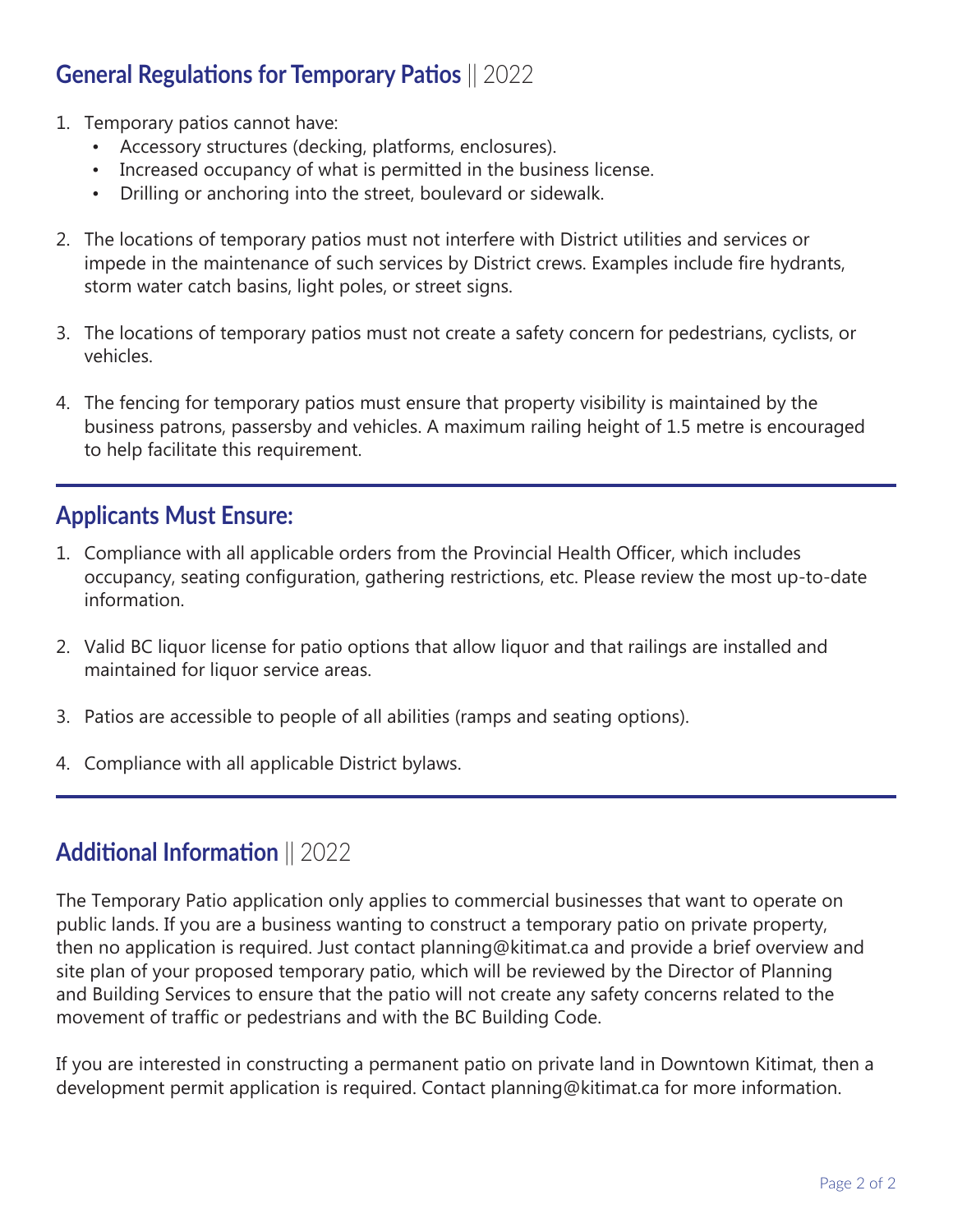## **General Regulations for Temporary Patios** || 2022

1. Temporary patios cannot have:
   - Accessory structures (decking, platforms, enclosures).
   - Increased occupancy of what is permitted in the business license.
   - Drilling or anchoring into the street, boulevard or sidewalk.

2. The locations of temporary patios must not interfere with District utilities and services or impede in the maintenance of such services by District crews. Examples include fire hydrants, storm water catch basins, light poles, or street signs.

3. The locations of temporary patios must not create a safety concern for pedestrians, cyclists, or vehicles.

4. The fencing for temporary patios must ensure that property visibility is maintained by the business patrons, passersby and vehicles. A maximum railing height of 1.5 metre is encouraged to help facilitate this requirement.

## **Applicants Must Ensure:**

1. Compliance with all applicable orders from the Provincial Health Officer, which includes occupancy, seating configuration, gathering restrictions, etc. Please review the most up-to-date information.

2. Valid BC liquor license for patio options that allow liquor and that railings are installed and maintained for liquor service areas.

3. Patios are accessible to people of all abilities (ramps and seating options).

4. Compliance with all applicable District bylaws.

## **Additional Information** || 2022

The Temporary Patio application only applies to commercial businesses that want to operate on public lands. If you are a business wanting to construct a temporary patio on private property, then no application is required. Just contact planning@kitimat.ca and provide a brief overview and site plan of your proposed temporary patio, which will be reviewed by the Director of Planning and Building Services to ensure that the patio will not create any safety concerns related to the movement of traffic or pedestrians and with the BC Building Code.

If you are interested in constructing a permanent patio on private land in Downtown Kitimat, then a development permit application is required. Contact planning@kitimat.ca for more information.